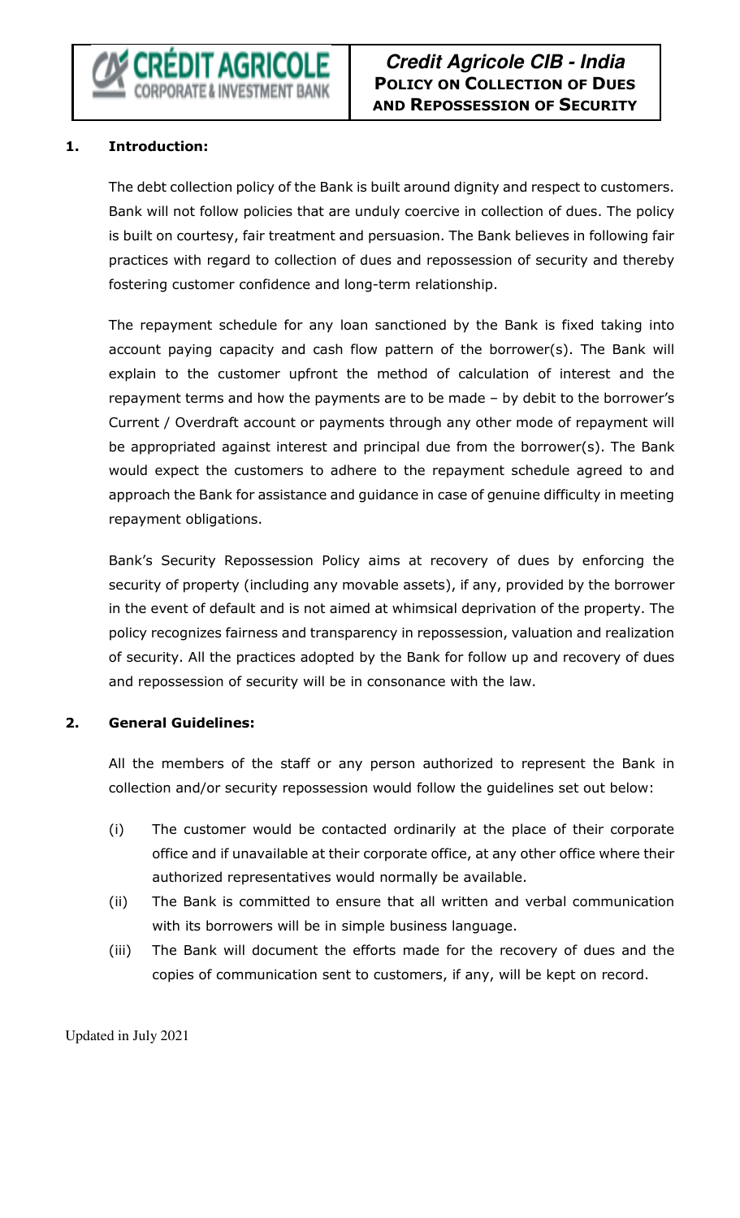# Credit Agricole CIB - India
## POLICY ON COLLECTION OF DUES AND REPOSSESSION OF SECURITY

### 1. Introduction:

The debt collection policy of the Bank is built around dignity and respect to customers. Bank will not follow policies that are unduly coercive in collection of dues. The policy is built on courtesy, fair treatment and persuasion. The Bank believes in following fair practices with regard to collection of dues and repossession of security and thereby fostering customer confidence and long-term relationship.

The repayment schedule for any loan sanctioned by the Bank is fixed taking into account paying capacity and cash flow pattern of the borrower(s). The Bank will explain to the customer upfront the method of calculation of interest and the repayment terms and how the payments are to be made – by debit to the borrower's Current / Overdraft account or payments through any other mode of repayment will be appropriated against interest and principal due from the borrower(s). The Bank would expect the customers to adhere to the repayment schedule agreed to and approach the Bank for assistance and guidance in case of genuine difficulty in meeting repayment obligations.

Bank's Security Repossession Policy aims at recovery of dues by enforcing the security of property (including any movable assets), if any, provided by the borrower in the event of default and is not aimed at whimsical deprivation of the property. The policy recognizes fairness and transparency in repossession, valuation and realization of security. All the practices adopted by the Bank for follow up and recovery of dues and repossession of security will be in consonance with the law.

### 2. General Guidelines:

All the members of the staff or any person authorized to represent the Bank in collection and/or security repossession would follow the guidelines set out below:

(i) The customer would be contacted ordinarily at the place of their corporate office and if unavailable at their corporate office, at any other office where their authorized representatives would normally be available.

(ii) The Bank is committed to ensure that all written and verbal communication with its borrowers will be in simple business language.

(iii) The Bank will document the efforts made for the recovery of dues and the copies of communication sent to customers, if any, will be kept on record.

Updated in July 2021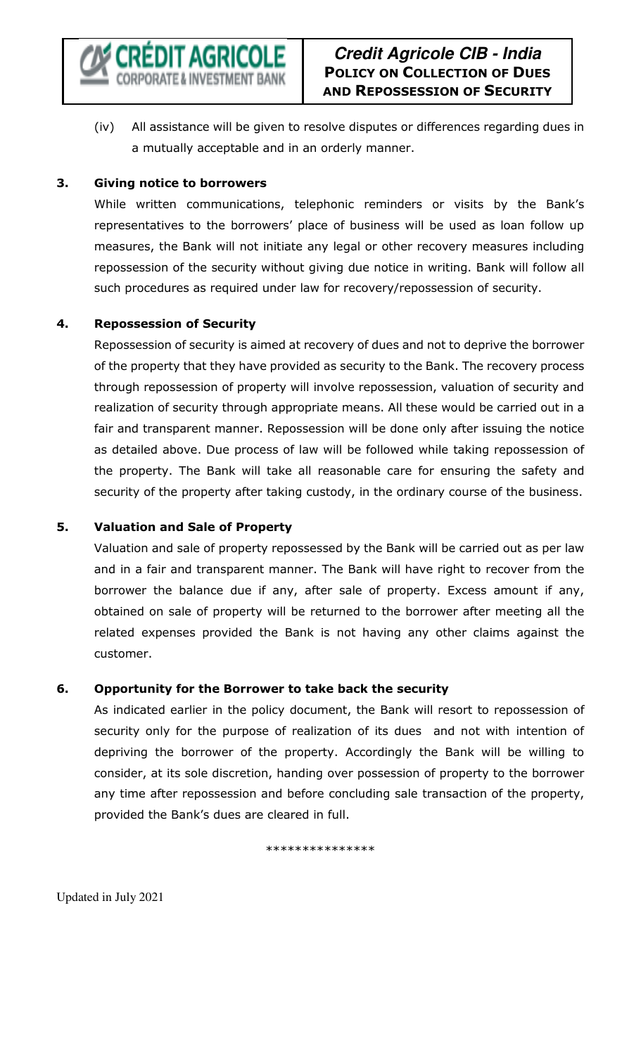(iv) All assistance will be given to resolve disputes or differences regarding dues in a mutually acceptable and in an orderly manner.

**3. Giving notice to borrowers**

While written communications, telephonic reminders or visits by the Bank's representatives to the borrowers' place of business will be used as loan follow up measures, the Bank will not initiate any legal or other recovery measures including repossession of the security without giving due notice in writing. Bank will follow all such procedures as required under law for recovery/repossession of security.

**4. Repossession of Security**

Repossession of security is aimed at recovery of dues and not to deprive the borrower of the property that they have provided as security to the Bank. The recovery process through repossession of property will involve repossession, valuation of security and realization of security through appropriate means. All these would be carried out in a fair and transparent manner. Repossession will be done only after issuing the notice as detailed above. Due process of law will be followed while taking repossession of the property. The Bank will take all reasonable care for ensuring the safety and security of the property after taking custody, in the ordinary course of the business.

**5. Valuation and Sale of Property**

Valuation and sale of property repossessed by the Bank will be carried out as per law and in a fair and transparent manner. The Bank will have right to recover from the borrower the balance due if any, after sale of property. Excess amount if any, obtained on sale of property will be returned to the borrower after meeting all the related expenses provided the Bank is not having any other claims against the customer.

**6. Opportunity for the Borrower to take back the security**

As indicated earlier in the policy document, the Bank will resort to repossession of security only for the purpose of realization of its dues and not with intention of depriving the borrower of the property. Accordingly the Bank will be willing to consider, at its sole discretion, handing over possession of property to the borrower any time after repossession and before concluding sale transaction of the property, provided the Bank's dues are cleared in full.

***************

Updated in July 2021